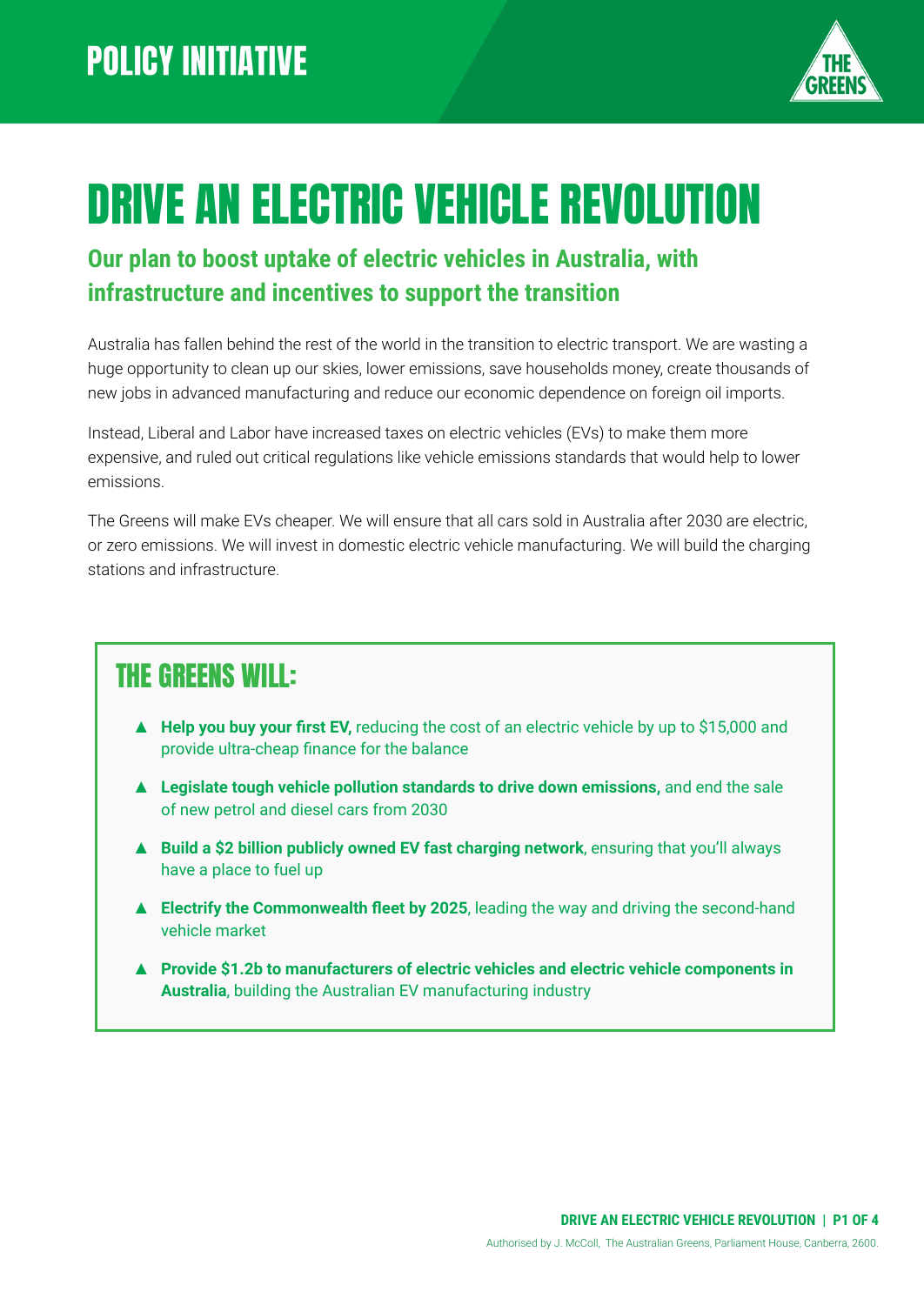POLICY INITIATIVE

# DRIVE AN ELECTRIC VEHICLE REVOLUTION

## Our plan to boost uptake of electric vehicles in Australia, with infrastructure and incentives to support the transition

Australia has fallen behind the rest of the world in the transition to electric transport. We are wasting a huge opportunity to clean up our skies, lower emissions, save households money, create thousands of new jobs in advanced manufacturing and reduce our economic dependence on foreign oil imports.

Instead, Liberal and Labor have increased taxes on electric vehicles (EVs) to make them more expensive, and ruled out critical regulations like vehicle emissions standards that would help to lower emissions.

The Greens will make EVs cheaper. We will ensure that all cars sold in Australia after 2030 are electric, or zero emissions. We will invest in domestic electric vehicle manufacturing. We will build the charging stations and infrastructure.

### THE GREENS WILL:

- **Help you buy your first EV,** reducing the cost of an electric vehicle by up to $15,000 and provide ultra-cheap finance for the balance
- **Legislate tough vehicle pollution standards to drive down emissions,** and end the sale of new petrol and diesel cars from 2030
- **Build a $2 billion publicly owned EV fast charging network**, ensuring that you'll always have a place to fuel up
- **Electrify the Commonwealth fleet by 2025**, leading the way and driving the second-hand vehicle market
- **Provide $1.2b to manufacturers of electric vehicles and electric vehicle components in Australia**, building the Australian EV manufacturing industry

Authorised by J. McColl, The Australian Greens, Parliament House, Canberra, 2600.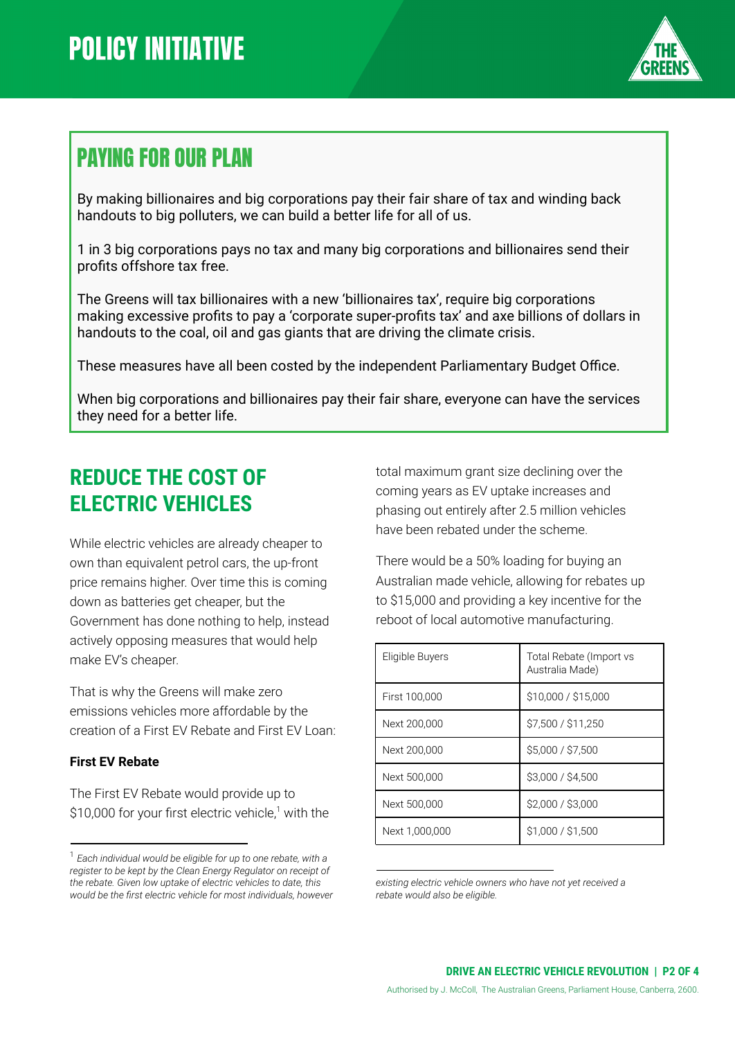# POLICY INITIATIVE

## PAYING FOR OUR PLAN

By making billionaires and big corporations pay their fair share of tax and winding back handouts to big polluters, we can build a better life for all of us.

1 in 3 big corporations pays no tax and many big corporations and billionaires send their profits offshore tax free.

The Greens will tax billionaires with a new 'billionaires tax', require big corporations making excessive profits to pay a 'corporate super-profits tax' and axe billions of dollars in handouts to the coal, oil and gas giants that are driving the climate crisis.

These measures have all been costed by the independent Parliamentary Budget Office.

When big corporations and billionaires pay their fair share, everyone can have the services they need for a better life.

## REDUCE THE COST OF ELECTRIC VEHICLES

While electric vehicles are already cheaper to own than equivalent petrol cars, the up-front price remains higher. Over time this is coming down as batteries get cheaper, but the Government has done nothing to help, instead actively opposing measures that would help make EV's cheaper.

That is why the Greens will make zero emissions vehicles more affordable by the creation of a First EV Rebate and First EV Loan:

**First EV Rebate**

The First EV Rebate would provide up to $10,000 for your first electric vehicle,[1] with the total maximum grant size declining over the coming years as EV uptake increases and phasing out entirely after 2.5 million vehicles have been rebated under the scheme.

There would be a 50% loading for buying an Australian made vehicle, allowing for rebates up to $15,000 and providing a key incentive for the reboot of local automotive manufacturing.

| Eligible Buyers | Total Rebate (Import vs Australia Made) |
|---|---|
| First 100,000 | $10,000 / $15,000 |
| Next 200,000 | $7,500 / $11,250 |
| Next 200,000 | $5,000 / $7,500 |
| Next 500,000 | $3,000 / $4,500 |
| Next 500,000 | $2,000 / $3,000 |
| Next 1,000,000 | $1,000 / $1,500 |

[1] *Each individual would be eligible for up to one rebate, with a register to be kept by the Clean Energy Regulator on receipt of the rebate. Given low uptake of electric vehicles to date, this would be the first electric vehicle for most individuals, however existing electric vehicle owners who have not yet received a rebate would also be eligible.*

Authorised by J. McColl, The Australian Greens, Parliament House, Canberra, 2600.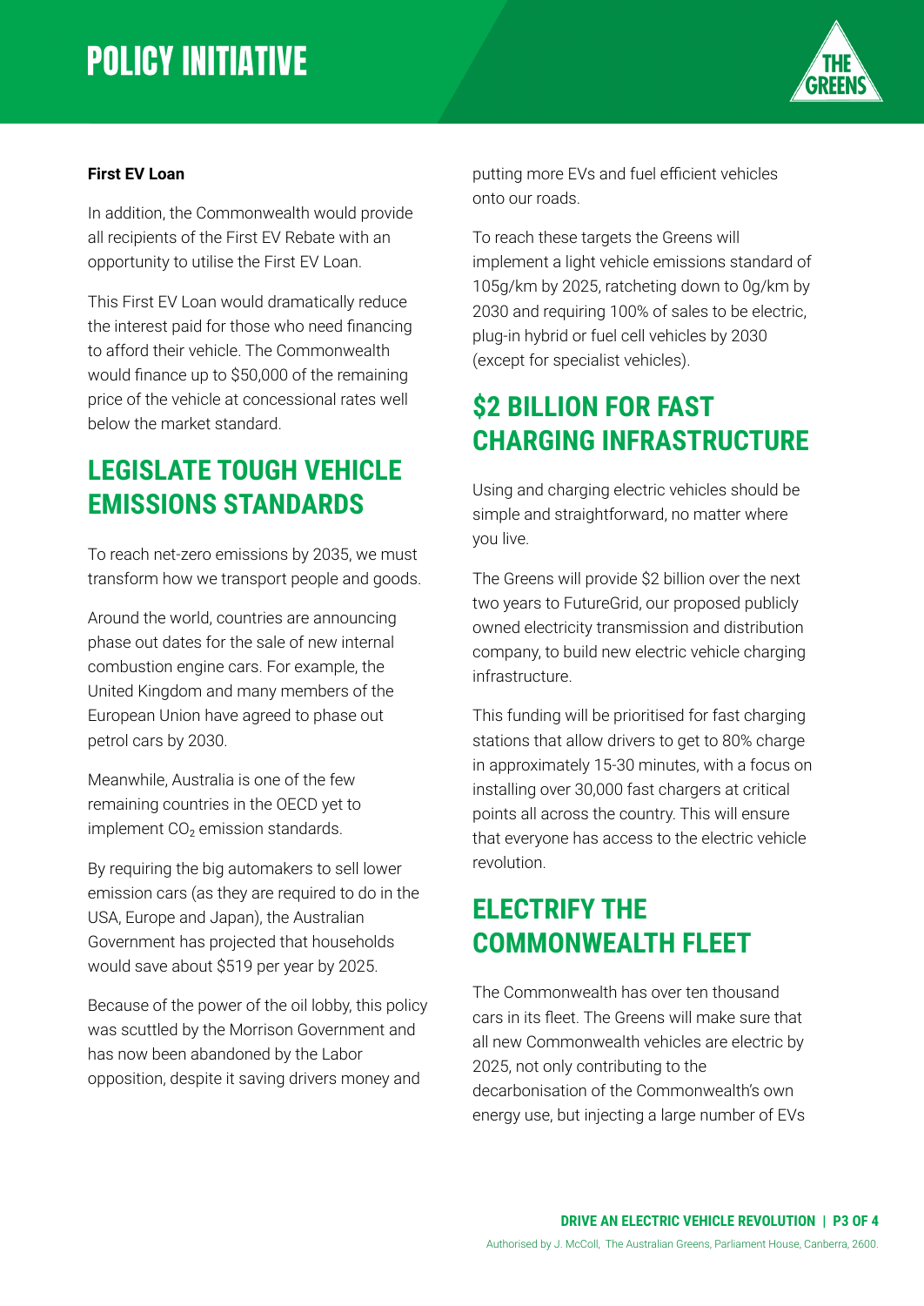**First EV Loan**

In addition, the Commonwealth would provide all recipients of the First EV Rebate with an opportunity to utilise the First EV Loan.

This First EV Loan would dramatically reduce the interest paid for those who need financing to afford their vehicle. The Commonwealth would finance up to $50,000 of the remaining price of the vehicle at concessional rates well below the market standard.

## LEGISLATE TOUGH VEHICLE EMISSIONS STANDARDS

To reach net-zero emissions by 2035, we must transform how we transport people and goods.

Around the world, countries are announcing phase out dates for the sale of new internal combustion engine cars. For example, the United Kingdom and many members of the European Union have agreed to phase out petrol cars by 2030.

Meanwhile, Australia is one of the few remaining countries in the OECD yet to implement $CO_2$ emission standards.

By requiring the big automakers to sell lower emission cars (as they are required to do in the USA, Europe and Japan), the Australian Government has projected that households would save about $519 per year by 2025.

Because of the power of the oil lobby, this policy was scuttled by the Morrison Government and has now been abandoned by the Labor opposition, despite it saving drivers money and putting more EVs and fuel efficient vehicles onto our roads.

To reach these targets the Greens will implement a light vehicle emissions standard of 105g/km by 2025, ratcheting down to 0g/km by 2030 and requiring 100% of sales to be electric, plug-in hybrid or fuel cell vehicles by 2030 (except for specialist vehicles).

## $2 BILLION FOR FAST CHARGING INFRASTRUCTURE

Using and charging electric vehicles should be simple and straightforward, no matter where you live.

The Greens will provide $2 billion over the next two years to FutureGrid, our proposed publicly owned electricity transmission and distribution company, to build new electric vehicle charging infrastructure.

This funding will be prioritised for fast charging stations that allow drivers to get to 80% charge in approximately 15-30 minutes, with a focus on installing over 30,000 fast chargers at critical points all across the country. This will ensure that everyone has access to the electric vehicle revolution.

## ELECTRIFY THE COMMONWEALTH FLEET

The Commonwealth has over ten thousand cars in its fleet. The Greens will make sure that all new Commonwealth vehicles are electric by 2025, not only contributing to the decarbonisation of the Commonwealth's own energy use, but injecting a large number of EVs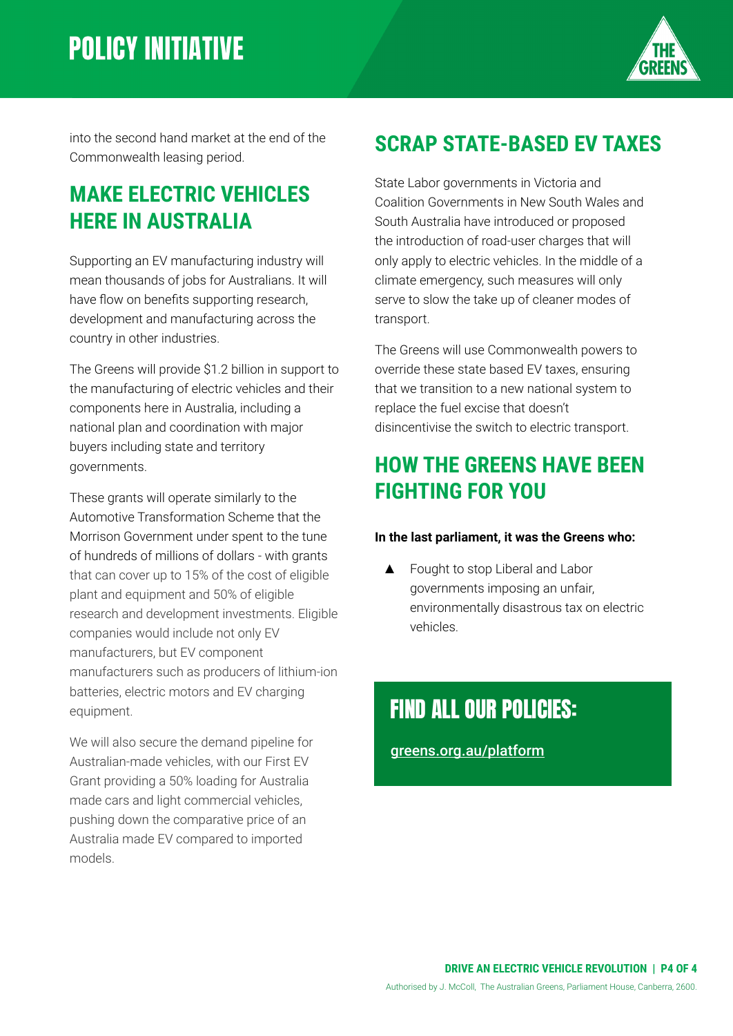into the second hand market at the end of the Commonwealth leasing period.

## MAKE ELECTRIC VEHICLES HERE IN AUSTRALIA

Supporting an EV manufacturing industry will mean thousands of jobs for Australians. It will have flow on benefits supporting research, development and manufacturing across the country in other industries.

The Greens will provide $1.2 billion in support to the manufacturing of electric vehicles and their components here in Australia, including a national plan and coordination with major buyers including state and territory governments.

These grants will operate similarly to the Automotive Transformation Scheme that the Morrison Government under spent to the tune of hundreds of millions of dollars - with grants that can cover up to 15% of the cost of eligible plant and equipment and 50% of eligible research and development investments. Eligible companies would include not only EV manufacturers, but EV component manufacturers such as producers of lithium-ion batteries, electric motors and EV charging equipment.

We will also secure the demand pipeline for Australian-made vehicles, with our First EV Grant providing a 50% loading for Australia made cars and light commercial vehicles, pushing down the comparative price of an Australia made EV compared to imported models.

## SCRAP STATE-BASED EV TAXES

State Labor governments in Victoria and Coalition Governments in New South Wales and South Australia have introduced or proposed the introduction of road-user charges that will only apply to electric vehicles. In the middle of a climate emergency, such measures will only serve to slow the take up of cleaner modes of transport.

The Greens will use Commonwealth powers to override these state based EV taxes, ensuring that we transition to a new national system to replace the fuel excise that doesn't disincentivise the switch to electric transport.

## HOW THE GREENS HAVE BEEN FIGHTING FOR YOU

**In the last parliament, it was the Greens who:**

- Fought to stop Liberal and Labor governments imposing an unfair, environmentally disastrous tax on electric vehicles.

## FIND ALL OUR POLICIES:

greens.org.au/platform

Authorised by J. McColl, The Australian Greens, Parliament House, Canberra, 2600.